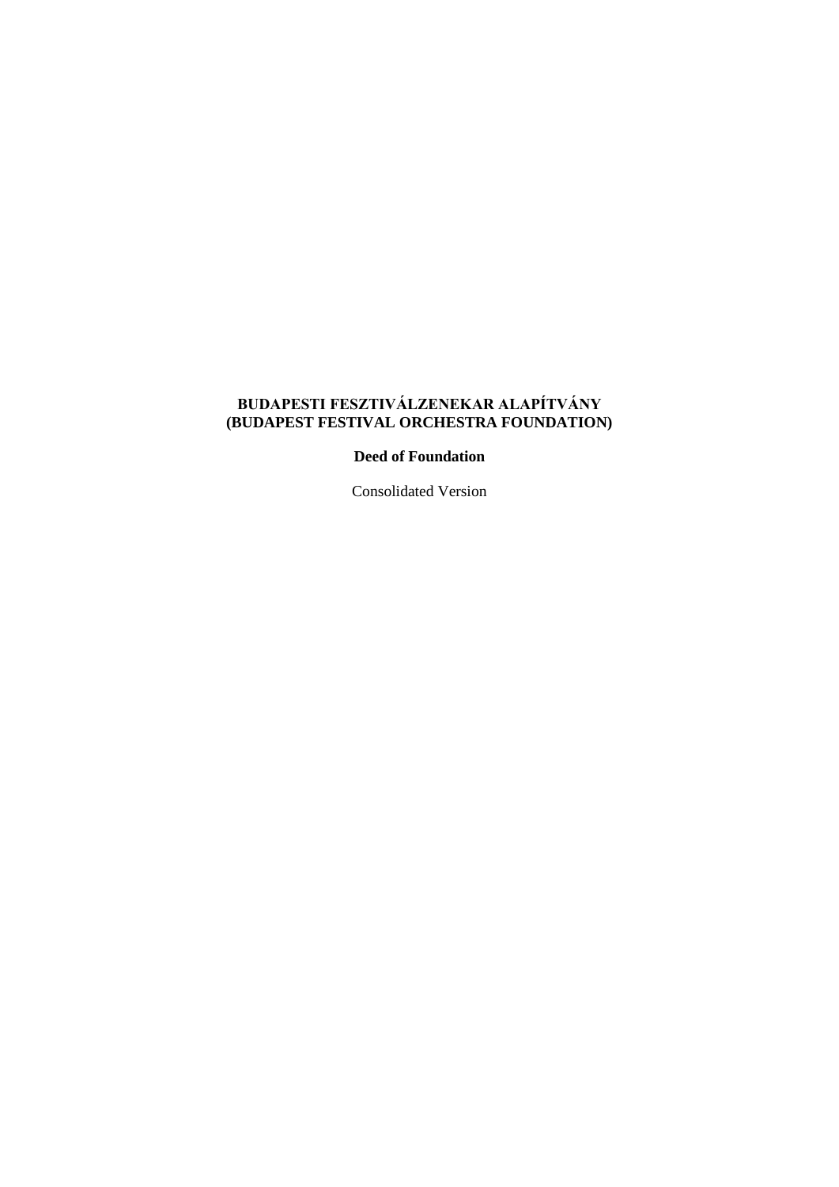# BUDAPESTI FESZTIVÁLZENEKAR ALAPÍTVÁNY
# (BUDAPEST FESTIVAL ORCHESTRA FOUNDATION)

**Deed of Foundation**

Consolidated Version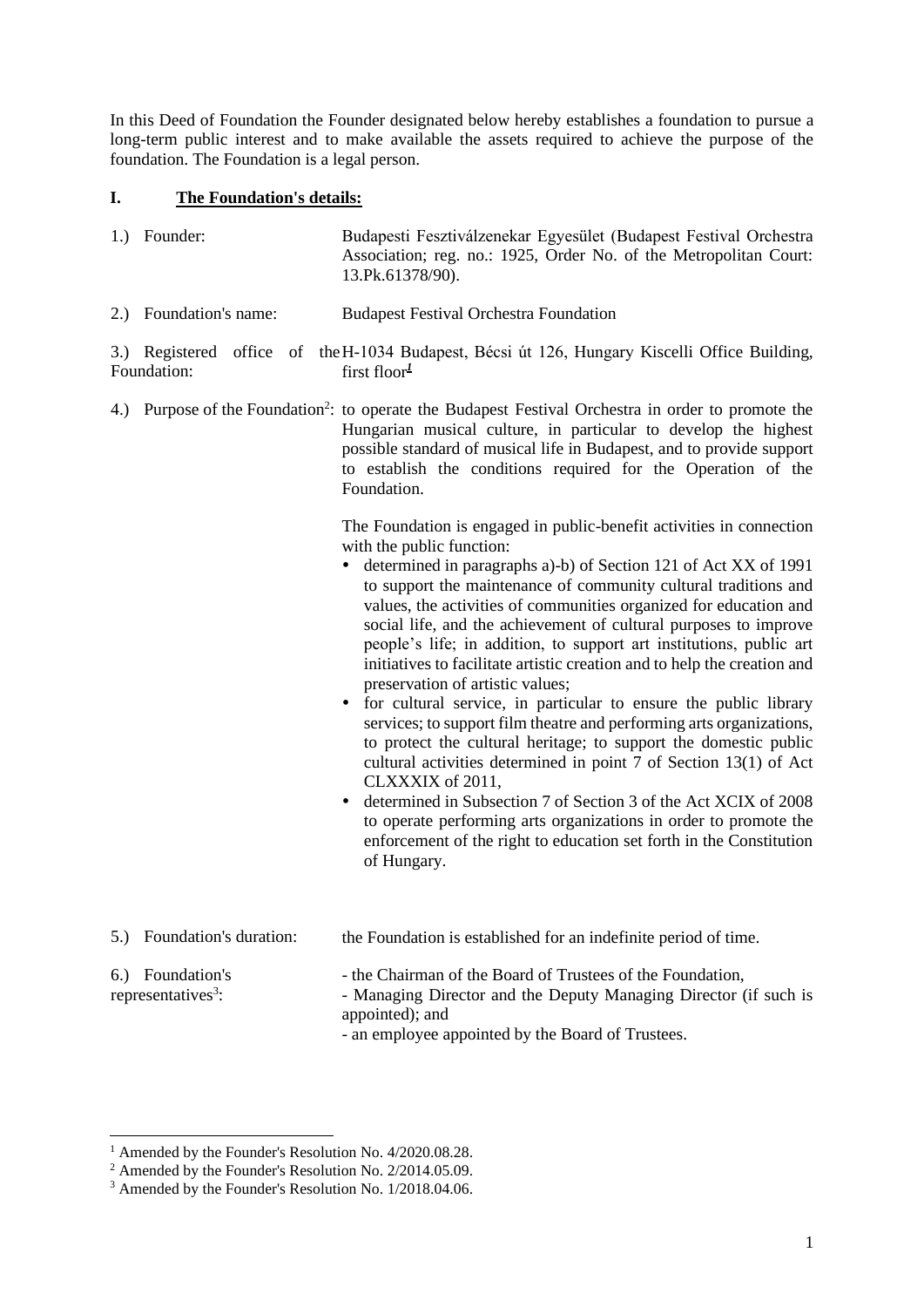In this Deed of Foundation the Founder designated below hereby establishes a foundation to pursue a long-term public interest and to make available the assets required to achieve the purpose of the foundation. The Foundation is a legal person.

## I. The Foundation's details:

1.) Founder: Budapesti Fesztiválzenekar Egyesület (Budapest Festival Orchestra Association; reg. no.: 1925, Order No. of the Metropolitan Court: 13.Pk.61378/90).

2.) Foundation's name: Budapest Festival Orchestra Foundation

3.) Registered office of the Foundation: H-1034 Budapest, Bécsi út 126, Hungary Kiscelli Office Building, first floor[1]

4.) Purpose of the Foundation[2]: to operate the Budapest Festival Orchestra in order to promote the Hungarian musical culture, in particular to develop the highest possible standard of musical life in Budapest, and to provide support to establish the conditions required for the Operation of the Foundation.

The Foundation is engaged in public-benefit activities in connection with the public function:

- determined in paragraphs a)-b) of Section 121 of Act XX of 1991 to support the maintenance of community cultural traditions and values, the activities of communities organized for education and social life, and the achievement of cultural purposes to improve people's life; in addition, to support art institutions, public art initiatives to facilitate artistic creation and to help the creation and preservation of artistic values;
- for cultural service, in particular to ensure the public library services; to support film theatre and performing arts organizations, to protect the cultural heritage; to support the domestic public cultural activities determined in point 7 of Section 13(1) of Act CLXXXIX of 2011,
- determined in Subsection 7 of Section 3 of the Act XCIX of 2008 to operate performing arts organizations in order to promote the enforcement of the right to education set forth in the Constitution of Hungary.

5.) Foundation's duration: the Foundation is established for an indefinite period of time.

6.) Foundation's representatives[3]:

- the Chairman of the Board of Trustees of the Foundation,
- Managing Director and the Deputy Managing Director (if such is appointed); and
- an employee appointed by the Board of Trustees.

---

[1] Amended by the Founder's Resolution No. 4/2020.08.28.

[2] Amended by the Founder's Resolution No. 2/2014.05.09.

[3] Amended by the Founder's Resolution No. 1/2018.04.06.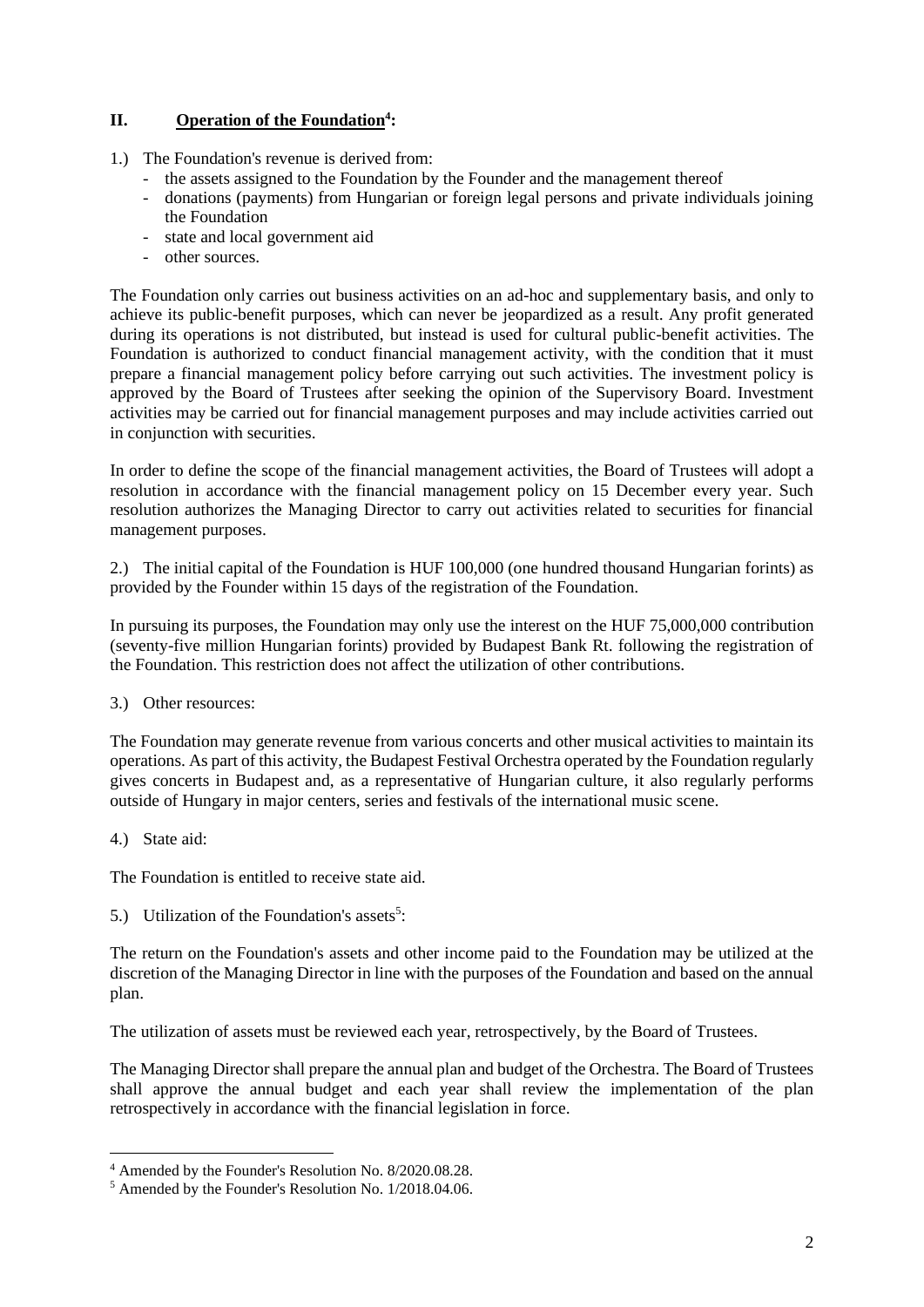## II. Operation of the Foundation[4]:

1.) The Foundation's revenue is derived from:
   - the assets assigned to the Foundation by the Founder and the management thereof
   - donations (payments) from Hungarian or foreign legal persons and private individuals joining the Foundation
   - state and local government aid
   - other sources.

The Foundation only carries out business activities on an ad-hoc and supplementary basis, and only to achieve its public-benefit purposes, which can never be jeopardized as a result. Any profit generated during its operations is not distributed, but instead is used for cultural public-benefit activities. The Foundation is authorized to conduct financial management activity, with the condition that it must prepare a financial management policy before carrying out such activities. The investment policy is approved by the Board of Trustees after seeking the opinion of the Supervisory Board. Investment activities may be carried out for financial management purposes and may include activities carried out in conjunction with securities.

In order to define the scope of the financial management activities, the Board of Trustees will adopt a resolution in accordance with the financial management policy on 15 December every year. Such resolution authorizes the Managing Director to carry out activities related to securities for financial management purposes.

2.) The initial capital of the Foundation is HUF 100,000 (one hundred thousand Hungarian forints) as provided by the Founder within 15 days of the registration of the Foundation.

In pursuing its purposes, the Foundation may only use the interest on the HUF 75,000,000 contribution (seventy-five million Hungarian forints) provided by Budapest Bank Rt. following the registration of the Foundation. This restriction does not affect the utilization of other contributions.

3.) Other resources:

The Foundation may generate revenue from various concerts and other musical activities to maintain its operations. As part of this activity, the Budapest Festival Orchestra operated by the Foundation regularly gives concerts in Budapest and, as a representative of Hungarian culture, it also regularly performs outside of Hungary in major centers, series and festivals of the international music scene.

4.) State aid:

The Foundation is entitled to receive state aid.

5.) Utilization of the Foundation's assets[5]:

The return on the Foundation's assets and other income paid to the Foundation may be utilized at the discretion of the Managing Director in line with the purposes of the Foundation and based on the annual plan.

The utilization of assets must be reviewed each year, retrospectively, by the Board of Trustees.

The Managing Director shall prepare the annual plan and budget of the Orchestra. The Board of Trustees shall approve the annual budget and each year shall review the implementation of the plan retrospectively in accordance with the financial legislation in force.

---

[4] Amended by the Founder's Resolution No. 8/2020.08.28.

[5] Amended by the Founder's Resolution No. 1/2018.04.06.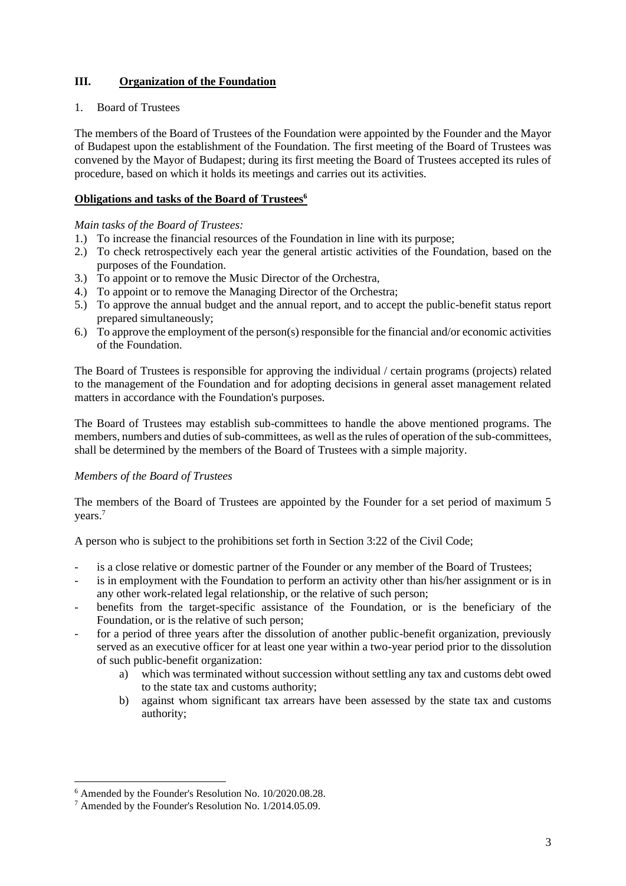## III. Organization of the Foundation

1. Board of Trustees

The members of the Board of Trustees of the Foundation were appointed by the Founder and the Mayor of Budapest upon the establishment of the Foundation. The first meeting of the Board of Trustees was convened by the Mayor of Budapest; during its first meeting the Board of Trustees accepted its rules of procedure, based on which it holds its meetings and carries out its activities.

**Obligations and tasks of the Board of Trustees[6]**

*Main tasks of the Board of Trustees:*

1.) To increase the financial resources of the Foundation in line with its purpose;
2.) To check retrospectively each year the general artistic activities of the Foundation, based on the purposes of the Foundation.
3.) To appoint or to remove the Music Director of the Orchestra,
4.) To appoint or to remove the Managing Director of the Orchestra;
5.) To approve the annual budget and the annual report, and to accept the public-benefit status report prepared simultaneously;
6.) To approve the employment of the person(s) responsible for the financial and/or economic activities of the Foundation.

The Board of Trustees is responsible for approving the individual / certain programs (projects) related to the management of the Foundation and for adopting decisions in general asset management related matters in accordance with the Foundation's purposes.

The Board of Trustees may establish sub-committees to handle the above mentioned programs. The members, numbers and duties of sub-committees, as well as the rules of operation of the sub-committees, shall be determined by the members of the Board of Trustees with a simple majority.

*Members of the Board of Trustees*

The members of the Board of Trustees are appointed by the Founder for a set period of maximum 5 years.[7]

A person who is subject to the prohibitions set forth in Section 3:22 of the Civil Code;

- is a close relative or domestic partner of the Founder or any member of the Board of Trustees;
- is in employment with the Foundation to perform an activity other than his/her assignment or is in any other work-related legal relationship, or the relative of such person;
- benefits from the target-specific assistance of the Foundation, or is the beneficiary of the Foundation, or is the relative of such person;
- for a period of three years after the dissolution of another public-benefit organization, previously served as an executive officer for at least one year within a two-year period prior to the dissolution of such public-benefit organization:
  a) which was terminated without succession without settling any tax and customs debt owed to the state tax and customs authority;
  b) against whom significant tax arrears have been assessed by the state tax and customs authority;

---

[6] Amended by the Founder's Resolution No. 10/2020.08.28.

[7] Amended by the Founder's Resolution No. 1/2014.05.09.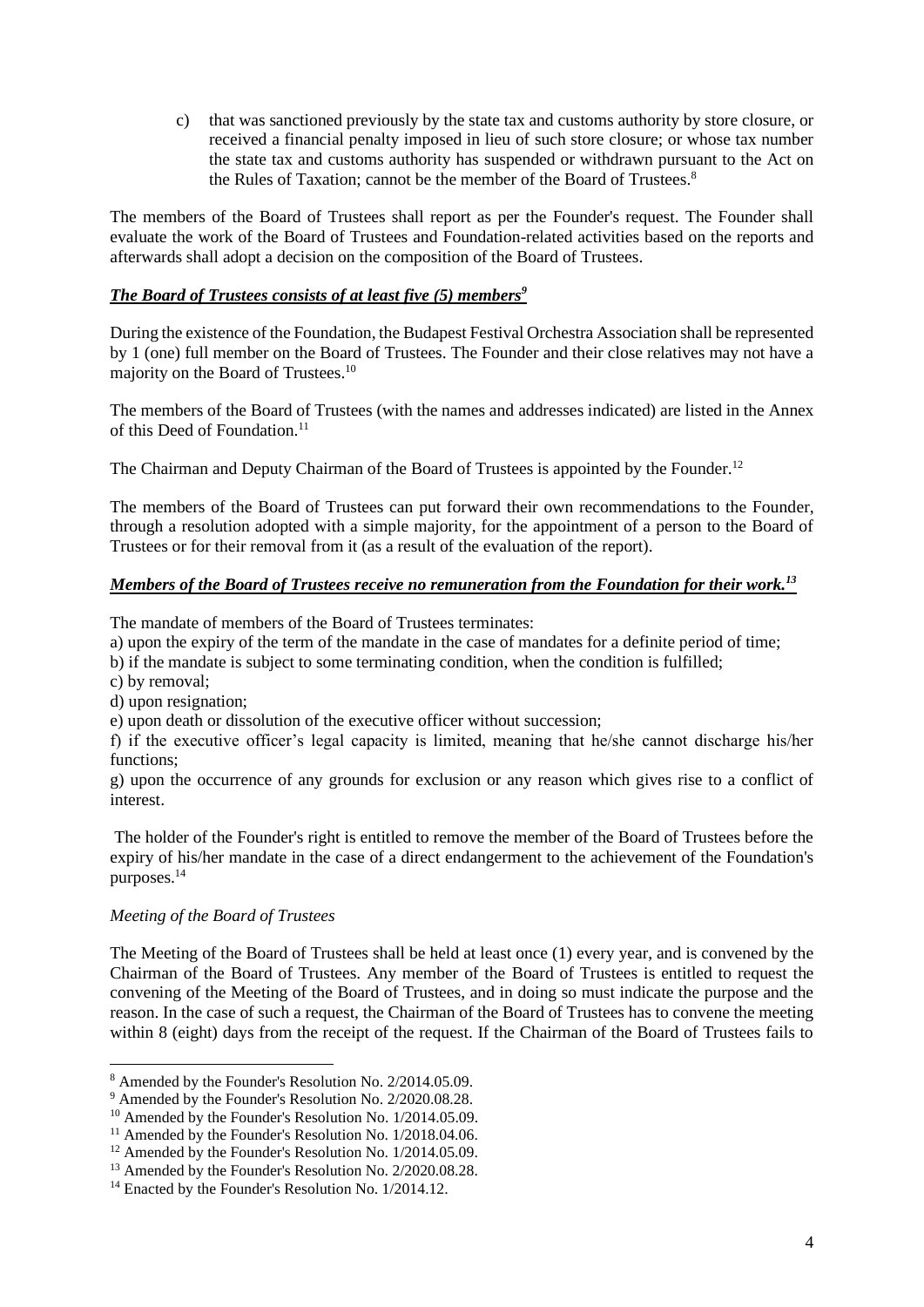c) that was sanctioned previously by the state tax and customs authority by store closure, or received a financial penalty imposed in lieu of such store closure; or whose tax number the state tax and customs authority has suspended or withdrawn pursuant to the Act on the Rules of Taxation; cannot be the member of the Board of Trustees.[8]

The members of the Board of Trustees shall report as per the Founder's request. The Founder shall evaluate the work of the Board of Trustees and Foundation-related activities based on the reports and afterwards shall adopt a decision on the composition of the Board of Trustees.

***<u>The Board of Trustees consists of at least five (5) members</u>***[9]

During the existence of the Foundation, the Budapest Festival Orchestra Association shall be represented by 1 (one) full member on the Board of Trustees. The Founder and their close relatives may not have a majority on the Board of Trustees.[10]

The members of the Board of Trustees (with the names and addresses indicated) are listed in the Annex of this Deed of Foundation.[11]

The Chairman and Deputy Chairman of the Board of Trustees is appointed by the Founder.[12]

The members of the Board of Trustees can put forward their own recommendations to the Founder, through a resolution adopted with a simple majority, for the appointment of a person to the Board of Trustees or for their removal from it (as a result of the evaluation of the report).

***<u>Members of the Board of Trustees receive no remuneration from the Foundation for their work.</u>***[13]

The mandate of members of the Board of Trustees terminates:

a) upon the expiry of the term of the mandate in the case of mandates for a definite period of time;
b) if the mandate is subject to some terminating condition, when the condition is fulfilled;
c) by removal;
d) upon resignation;
e) upon death or dissolution of the executive officer without succession;
f) if the executive officer's legal capacity is limited, meaning that he/she cannot discharge his/her functions;
g) upon the occurrence of any grounds for exclusion or any reason which gives rise to a conflict of interest.

The holder of the Founder's right is entitled to remove the member of the Board of Trustees before the expiry of his/her mandate in the case of a direct endangerment to the achievement of the Foundation's purposes.[14]

*Meeting of the Board of Trustees*

The Meeting of the Board of Trustees shall be held at least once (1) every year, and is convened by the Chairman of the Board of Trustees. Any member of the Board of Trustees is entitled to request the convening of the Meeting of the Board of Trustees, and in doing so must indicate the purpose and the reason. In the case of such a request, the Chairman of the Board of Trustees has to convene the meeting within 8 (eight) days from the receipt of the request. If the Chairman of the Board of Trustees fails to

---

[8] Amended by the Founder's Resolution No. 2/2014.05.09.
[9] Amended by the Founder's Resolution No. 2/2020.08.28.
[10] Amended by the Founder's Resolution No. 1/2014.05.09.
[11] Amended by the Founder's Resolution No. 1/2018.04.06.
[12] Amended by the Founder's Resolution No. 1/2014.05.09.
[13] Amended by the Founder's Resolution No. 2/2020.08.28.
[14] Enacted by the Founder's Resolution No. 1/2014.12.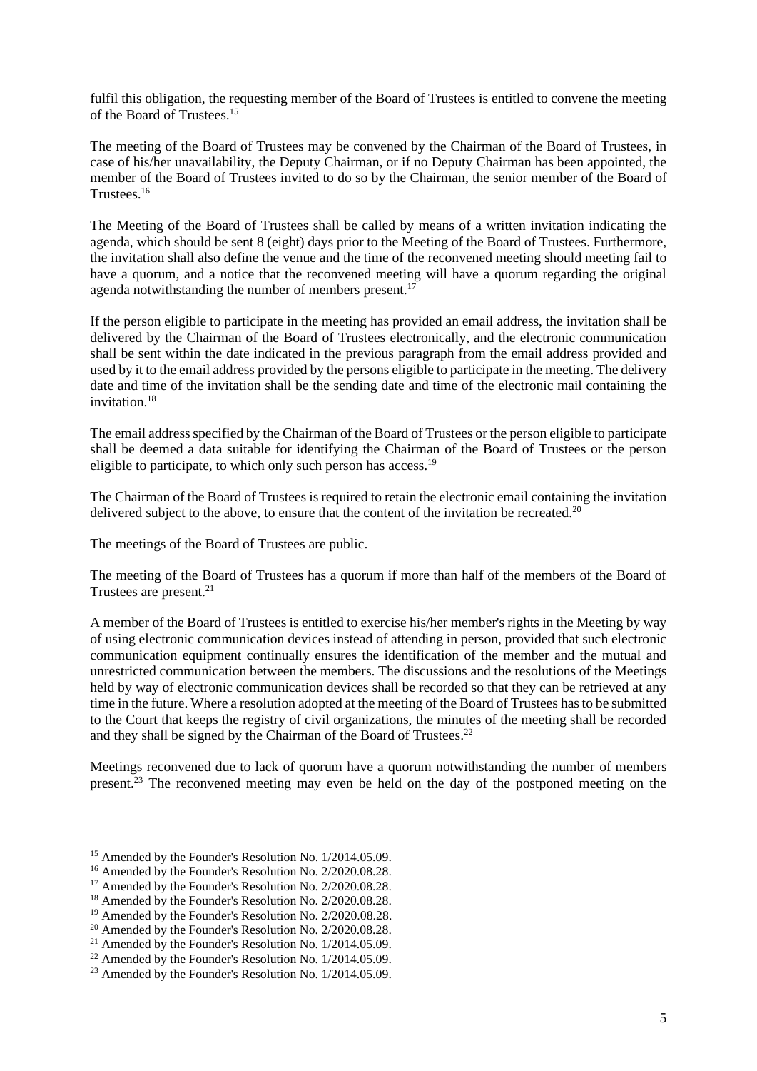fulfil this obligation, the requesting member of the Board of Trustees is entitled to convene the meeting of the Board of Trustees.[15]

The meeting of the Board of Trustees may be convened by the Chairman of the Board of Trustees, in case of his/her unavailability, the Deputy Chairman, or if no Deputy Chairman has been appointed, the member of the Board of Trustees invited to do so by the Chairman, the senior member of the Board of Trustees.[16]

The Meeting of the Board of Trustees shall be called by means of a written invitation indicating the agenda, which should be sent 8 (eight) days prior to the Meeting of the Board of Trustees. Furthermore, the invitation shall also define the venue and the time of the reconvened meeting should meeting fail to have a quorum, and a notice that the reconvened meeting will have a quorum regarding the original agenda notwithstanding the number of members present.[17]

If the person eligible to participate in the meeting has provided an email address, the invitation shall be delivered by the Chairman of the Board of Trustees electronically, and the electronic communication shall be sent within the date indicated in the previous paragraph from the email address provided and used by it to the email address provided by the persons eligible to participate in the meeting. The delivery date and time of the invitation shall be the sending date and time of the electronic mail containing the invitation.[18]

The email address specified by the Chairman of the Board of Trustees or the person eligible to participate shall be deemed a data suitable for identifying the Chairman of the Board of Trustees or the person eligible to participate, to which only such person has access.[19]

The Chairman of the Board of Trustees is required to retain the electronic email containing the invitation delivered subject to the above, to ensure that the content of the invitation be recreated.[20]

The meetings of the Board of Trustees are public.

The meeting of the Board of Trustees has a quorum if more than half of the members of the Board of Trustees are present.[21]

A member of the Board of Trustees is entitled to exercise his/her member's rights in the Meeting by way of using electronic communication devices instead of attending in person, provided that such electronic communication equipment continually ensures the identification of the member and the mutual and unrestricted communication between the members. The discussions and the resolutions of the Meetings held by way of electronic communication devices shall be recorded so that they can be retrieved at any time in the future. Where a resolution adopted at the meeting of the Board of Trustees has to be submitted to the Court that keeps the registry of civil organizations, the minutes of the meeting shall be recorded and they shall be signed by the Chairman of the Board of Trustees.[22]

Meetings reconvened due to lack of quorum have a quorum notwithstanding the number of members present.[23] The reconvened meeting may even be held on the day of the postponed meeting on the

---

[15] Amended by the Founder's Resolution No. 1/2014.05.09.

[16] Amended by the Founder's Resolution No. 2/2020.08.28.

[17] Amended by the Founder's Resolution No. 2/2020.08.28.

[18] Amended by the Founder's Resolution No. 2/2020.08.28.

[19] Amended by the Founder's Resolution No. 2/2020.08.28.

[20] Amended by the Founder's Resolution No. 2/2020.08.28.

[21] Amended by the Founder's Resolution No. 1/2014.05.09.

[22] Amended by the Founder's Resolution No. 1/2014.05.09.

[23] Amended by the Founder's Resolution No. 1/2014.05.09.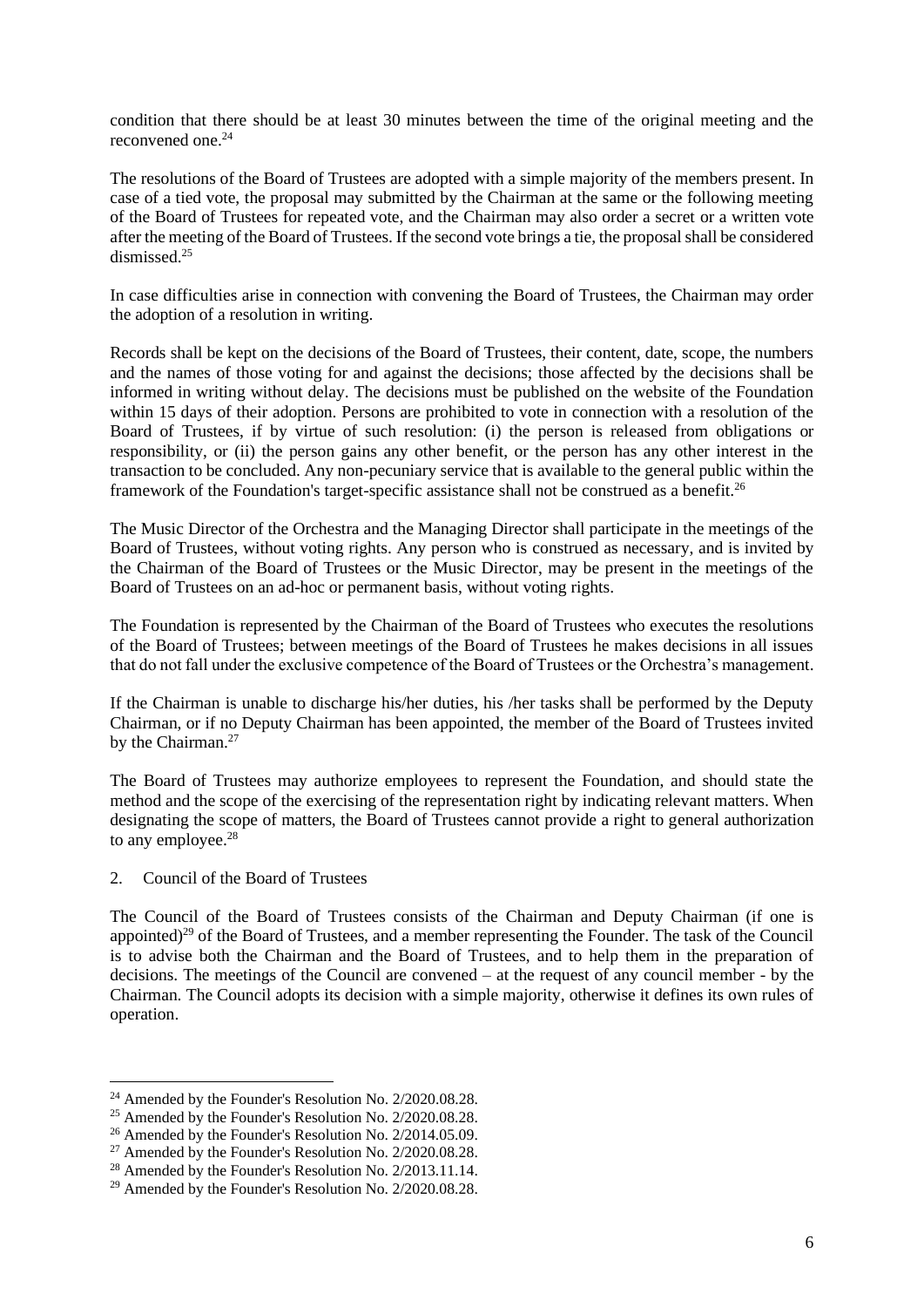condition that there should be at least 30 minutes between the time of the original meeting and the reconvened one.[24]

The resolutions of the Board of Trustees are adopted with a simple majority of the members present. In case of a tied vote, the proposal may submitted by the Chairman at the same or the following meeting of the Board of Trustees for repeated vote, and the Chairman may also order a secret or a written vote after the meeting of the Board of Trustees. If the second vote brings a tie, the proposal shall be considered dismissed.[25]

In case difficulties arise in connection with convening the Board of Trustees, the Chairman may order the adoption of a resolution in writing.

Records shall be kept on the decisions of the Board of Trustees, their content, date, scope, the numbers and the names of those voting for and against the decisions; those affected by the decisions shall be informed in writing without delay. The decisions must be published on the website of the Foundation within 15 days of their adoption. Persons are prohibited to vote in connection with a resolution of the Board of Trustees, if by virtue of such resolution: (i) the person is released from obligations or responsibility, or (ii) the person gains any other benefit, or the person has any other interest in the transaction to be concluded. Any non-pecuniary service that is available to the general public within the framework of the Foundation's target-specific assistance shall not be construed as a benefit.[26]

The Music Director of the Orchestra and the Managing Director shall participate in the meetings of the Board of Trustees, without voting rights. Any person who is construed as necessary, and is invited by the Chairman of the Board of Trustees or the Music Director, may be present in the meetings of the Board of Trustees on an ad-hoc or permanent basis, without voting rights.

The Foundation is represented by the Chairman of the Board of Trustees who executes the resolutions of the Board of Trustees; between meetings of the Board of Trustees he makes decisions in all issues that do not fall under the exclusive competence of the Board of Trustees or the Orchestra's management.

If the Chairman is unable to discharge his/her duties, his /her tasks shall be performed by the Deputy Chairman, or if no Deputy Chairman has been appointed, the member of the Board of Trustees invited by the Chairman.[27]

The Board of Trustees may authorize employees to represent the Foundation, and should state the method and the scope of the exercising of the representation right by indicating relevant matters. When designating the scope of matters, the Board of Trustees cannot provide a right to general authorization to any employee.[28]

2. Council of the Board of Trustees

The Council of the Board of Trustees consists of the Chairman and Deputy Chairman (if one is appointed)[29] of the Board of Trustees, and a member representing the Founder. The task of the Council is to advise both the Chairman and the Board of Trustees, and to help them in the preparation of decisions. The meetings of the Council are convened – at the request of any council member - by the Chairman. The Council adopts its decision with a simple majority, otherwise it defines its own rules of operation.

---

[24] Amended by the Founder's Resolution No. 2/2020.08.28.

[25] Amended by the Founder's Resolution No. 2/2020.08.28.

[26] Amended by the Founder's Resolution No. 2/2014.05.09.

[27] Amended by the Founder's Resolution No. 2/2020.08.28.

[28] Amended by the Founder's Resolution No. 2/2013.11.14.

[29] Amended by the Founder's Resolution No. 2/2020.08.28.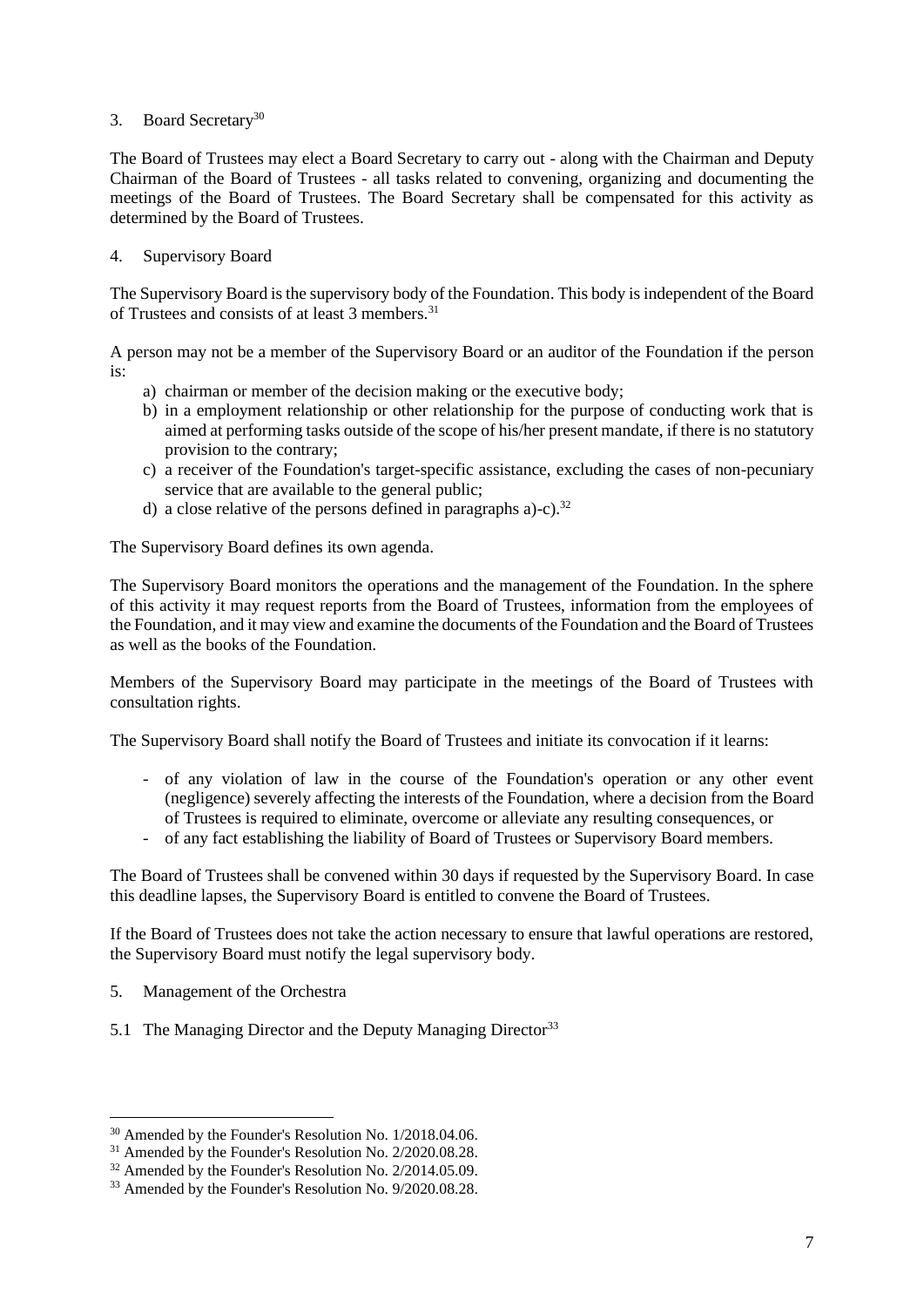3. Board Secretary[30]

The Board of Trustees may elect a Board Secretary to carry out - along with the Chairman and Deputy Chairman of the Board of Trustees - all tasks related to convening, organizing and documenting the meetings of the Board of Trustees. The Board Secretary shall be compensated for this activity as determined by the Board of Trustees.

4. Supervisory Board

The Supervisory Board is the supervisory body of the Foundation. This body is independent of the Board of Trustees and consists of at least 3 members.[31]

A person may not be a member of the Supervisory Board or an auditor of the Foundation if the person is:

a) chairman or member of the decision making or the executive body;
b) in a employment relationship or other relationship for the purpose of conducting work that is aimed at performing tasks outside of the scope of his/her present mandate, if there is no statutory provision to the contrary;
c) a receiver of the Foundation's target-specific assistance, excluding the cases of non-pecuniary service that are available to the general public;
d) a close relative of the persons defined in paragraphs a)-c).[32]

The Supervisory Board defines its own agenda.

The Supervisory Board monitors the operations and the management of the Foundation. In the sphere of this activity it may request reports from the Board of Trustees, information from the employees of the Foundation, and it may view and examine the documents of the Foundation and the Board of Trustees as well as the books of the Foundation.

Members of the Supervisory Board may participate in the meetings of the Board of Trustees with consultation rights.

The Supervisory Board shall notify the Board of Trustees and initiate its convocation if it learns:

- of any violation of law in the course of the Foundation's operation or any other event (negligence) severely affecting the interests of the Foundation, where a decision from the Board of Trustees is required to eliminate, overcome or alleviate any resulting consequences, or
- of any fact establishing the liability of Board of Trustees or Supervisory Board members.

The Board of Trustees shall be convened within 30 days if requested by the Supervisory Board. In case this deadline lapses, the Supervisory Board is entitled to convene the Board of Trustees.

If the Board of Trustees does not take the action necessary to ensure that lawful operations are restored, the Supervisory Board must notify the legal supervisory body.

5. Management of the Orchestra

5.1 The Managing Director and the Deputy Managing Director[33]

---

[30] Amended by the Founder's Resolution No. 1/2018.04.06.

[31] Amended by the Founder's Resolution No. 2/2020.08.28.

[32] Amended by the Founder's Resolution No. 2/2014.05.09.

[33] Amended by the Founder's Resolution No. 9/2020.08.28.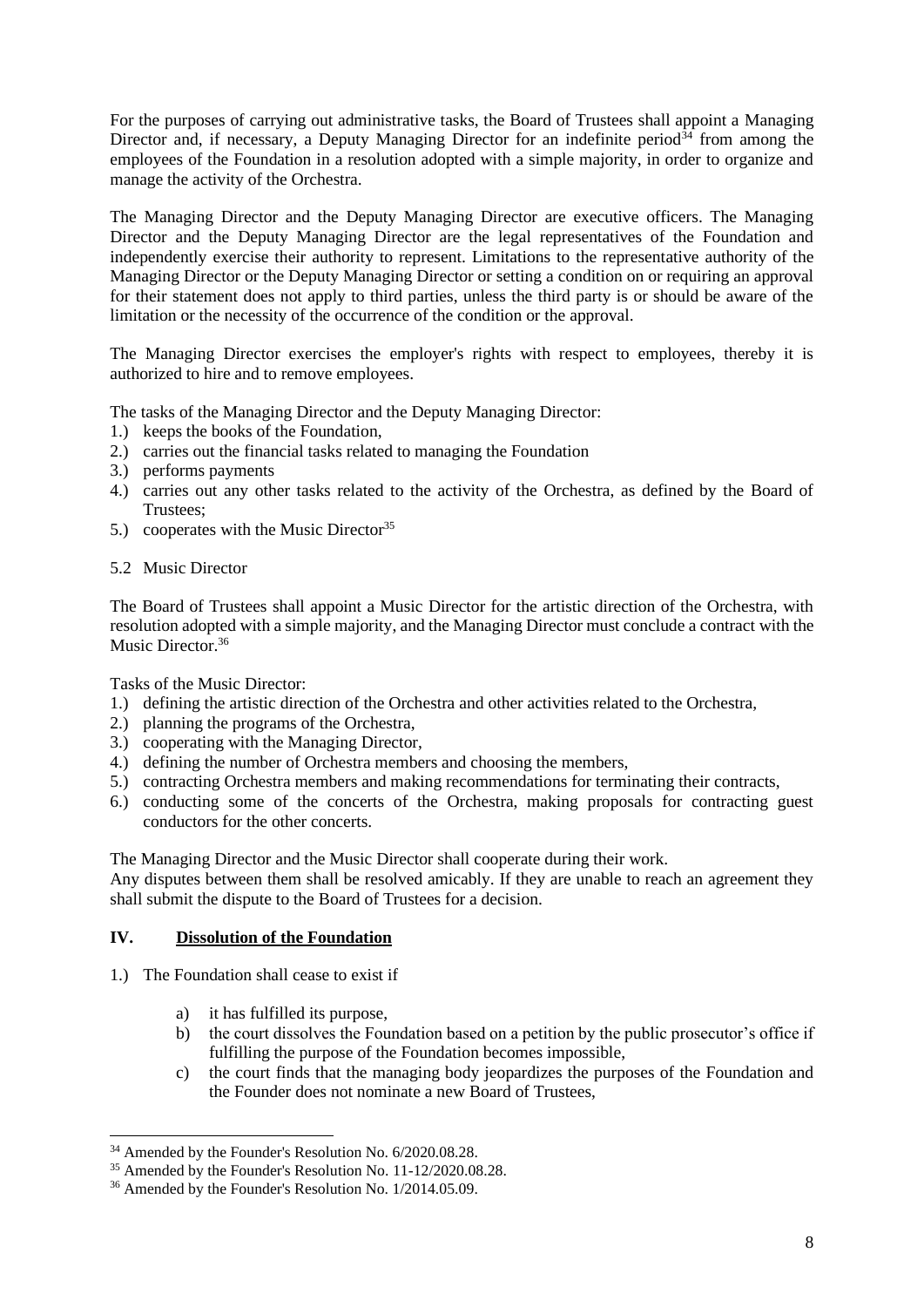For the purposes of carrying out administrative tasks, the Board of Trustees shall appoint a Managing Director and, if necessary, a Deputy Managing Director for an indefinite period[34] from among the employees of the Foundation in a resolution adopted with a simple majority, in order to organize and manage the activity of the Orchestra.

The Managing Director and the Deputy Managing Director are executive officers. The Managing Director and the Deputy Managing Director are the legal representatives of the Foundation and independently exercise their authority to represent. Limitations to the representative authority of the Managing Director or the Deputy Managing Director or setting a condition on or requiring an approval for their statement does not apply to third parties, unless the third party is or should be aware of the limitation or the necessity of the occurrence of the condition or the approval.

The Managing Director exercises the employer's rights with respect to employees, thereby it is authorized to hire and to remove employees.

The tasks of the Managing Director and the Deputy Managing Director:

1.) keeps the books of the Foundation,
2.) carries out the financial tasks related to managing the Foundation
3.) performs payments
4.) carries out any other tasks related to the activity of the Orchestra, as defined by the Board of Trustees;
5.) cooperates with the Music Director[35]

5.2 Music Director

The Board of Trustees shall appoint a Music Director for the artistic direction of the Orchestra, with resolution adopted with a simple majority, and the Managing Director must conclude a contract with the Music Director.[36]

Tasks of the Music Director:

1.) defining the artistic direction of the Orchestra and other activities related to the Orchestra,
2.) planning the programs of the Orchestra,
3.) cooperating with the Managing Director,
4.) defining the number of Orchestra members and choosing the members,
5.) contracting Orchestra members and making recommendations for terminating their contracts,
6.) conducting some of the concerts of the Orchestra, making proposals for contracting guest conductors for the other concerts.

The Managing Director and the Music Director shall cooperate during their work.
Any disputes between them shall be resolved amicably. If they are unable to reach an agreement they shall submit the dispute to the Board of Trustees for a decision.

## IV. Dissolution of the Foundation

1.) The Foundation shall cease to exist if

a) it has fulfilled its purpose,
b) the court dissolves the Foundation based on a petition by the public prosecutor's office if fulfilling the purpose of the Foundation becomes impossible,
c) the court finds that the managing body jeopardizes the purposes of the Foundation and the Founder does not nominate a new Board of Trustees,

---

[34] Amended by the Founder's Resolution No. 6/2020.08.28.

[35] Amended by the Founder's Resolution No. 11-12/2020.08.28.

[36] Amended by the Founder's Resolution No. 1/2014.05.09.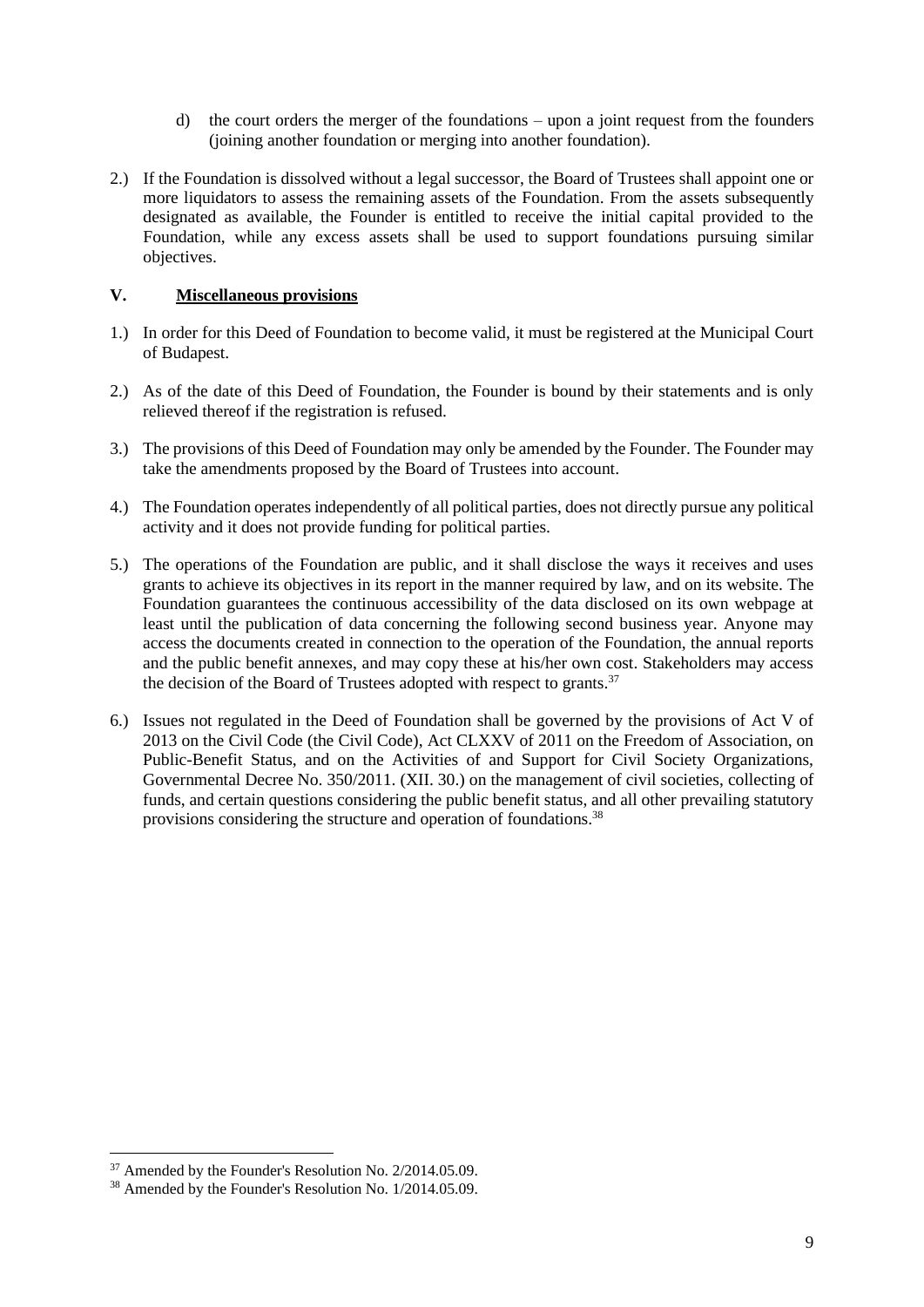d) the court orders the merger of the foundations – upon a joint request from the founders (joining another foundation or merging into another foundation).

2.) If the Foundation is dissolved without a legal successor, the Board of Trustees shall appoint one or more liquidators to assess the remaining assets of the Foundation. From the assets subsequently designated as available, the Founder is entitled to receive the initial capital provided to the Foundation, while any excess assets shall be used to support foundations pursuing similar objectives.

## V. Miscellaneous provisions

1.) In order for this Deed of Foundation to become valid, it must be registered at the Municipal Court of Budapest.

2.) As of the date of this Deed of Foundation, the Founder is bound by their statements and is only relieved thereof if the registration is refused.

3.) The provisions of this Deed of Foundation may only be amended by the Founder. The Founder may take the amendments proposed by the Board of Trustees into account.

4.) The Foundation operates independently of all political parties, does not directly pursue any political activity and it does not provide funding for political parties.

5.) The operations of the Foundation are public, and it shall disclose the ways it receives and uses grants to achieve its objectives in its report in the manner required by law, and on its website. The Foundation guarantees the continuous accessibility of the data disclosed on its own webpage at least until the publication of data concerning the following second business year. Anyone may access the documents created in connection to the operation of the Foundation, the annual reports and the public benefit annexes, and may copy these at his/her own cost. Stakeholders may access the decision of the Board of Trustees adopted with respect to grants.[37]

6.) Issues not regulated in the Deed of Foundation shall be governed by the provisions of Act V of 2013 on the Civil Code (the Civil Code), Act CLXXV of 2011 on the Freedom of Association, on Public-Benefit Status, and on the Activities of and Support for Civil Society Organizations, Governmental Decree No. 350/2011. (XII. 30.) on the management of civil societies, collecting of funds, and certain questions considering the public benefit status, and all other prevailing statutory provisions considering the structure and operation of foundations.[38]

---

[37] Amended by the Founder's Resolution No. 2/2014.05.09.

[38] Amended by the Founder's Resolution No. 1/2014.05.09.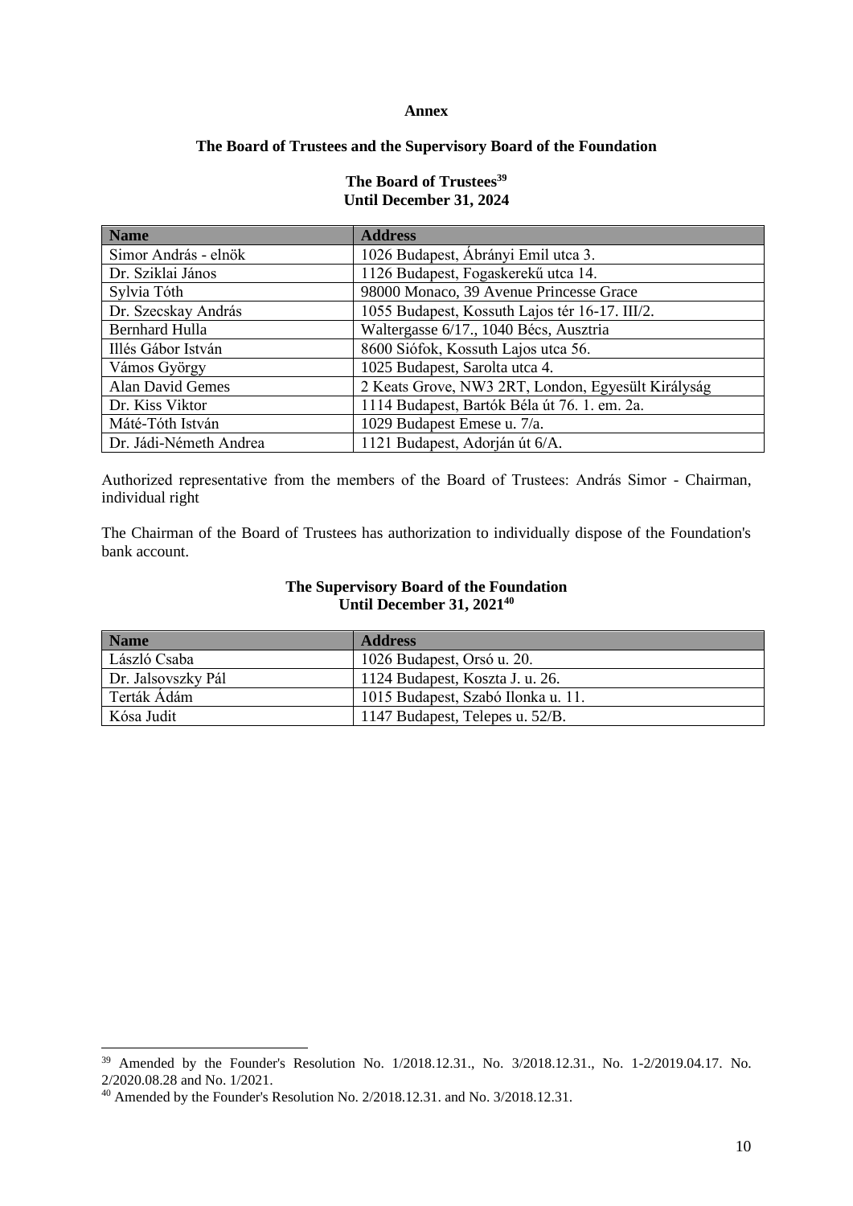**Annex**

**The Board of Trustees and the Supervisory Board of the Foundation**

**The Board of Trustees[39]**
**Until December 31, 2024**

| Name | Address |
| --- | --- |
| Simor András - elnök | 1026 Budapest, Ábrányi Emil utca 3. |
| Dr. Sziklai János | 1126 Budapest, Fogaskerekű utca 14. |
| Sylvia Tóth | 98000 Monaco, 39 Avenue Princesse Grace |
| Dr. Szecskay András | 1055 Budapest, Kossuth Lajos tér 16-17. III/2. |
| Bernhard Hulla | Waltergasse 6/17., 1040 Bécs, Ausztria |
| Illés Gábor István | 8600 Siófok, Kossuth Lajos utca 56. |
| Vámos György | 1025 Budapest, Sarolta utca 4. |
| Alan David Gemes | 2 Keats Grove, NW3 2RT, London, Egyesült Királyság |
| Dr. Kiss Viktor | 1114 Budapest, Bartók Béla út 76. 1. em. 2a. |
| Máté-Tóth István | 1029 Budapest Emese u. 7/a. |
| Dr. Jádi-Németh Andrea | 1121 Budapest, Adorján út 6/A. |

Authorized representative from the members of the Board of Trustees: András Simor - Chairman, individual right

The Chairman of the Board of Trustees has authorization to individually dispose of the Foundation's bank account.

**The Supervisory Board of the Foundation**
**Until December 31, 2021[40]**

| Name | Address |
| --- | --- |
| László Csaba | 1026 Budapest, Orsó u. 20. |
| Dr. Jalsovszky Pál | 1124 Budapest, Koszta J. u. 26. |
| Terták Ádám | 1015 Budapest, Szabó Ilonka u. 11. |
| Kósa Judit | 1147 Budapest, Telepes u. 52/B. |

[39] Amended by the Founder's Resolution No. 1/2018.12.31., No. 3/2018.12.31., No. 1-2/2019.04.17. No. 2/2020.08.28 and No. 1/2021.

[40] Amended by the Founder's Resolution No. 2/2018.12.31. and No. 3/2018.12.31.